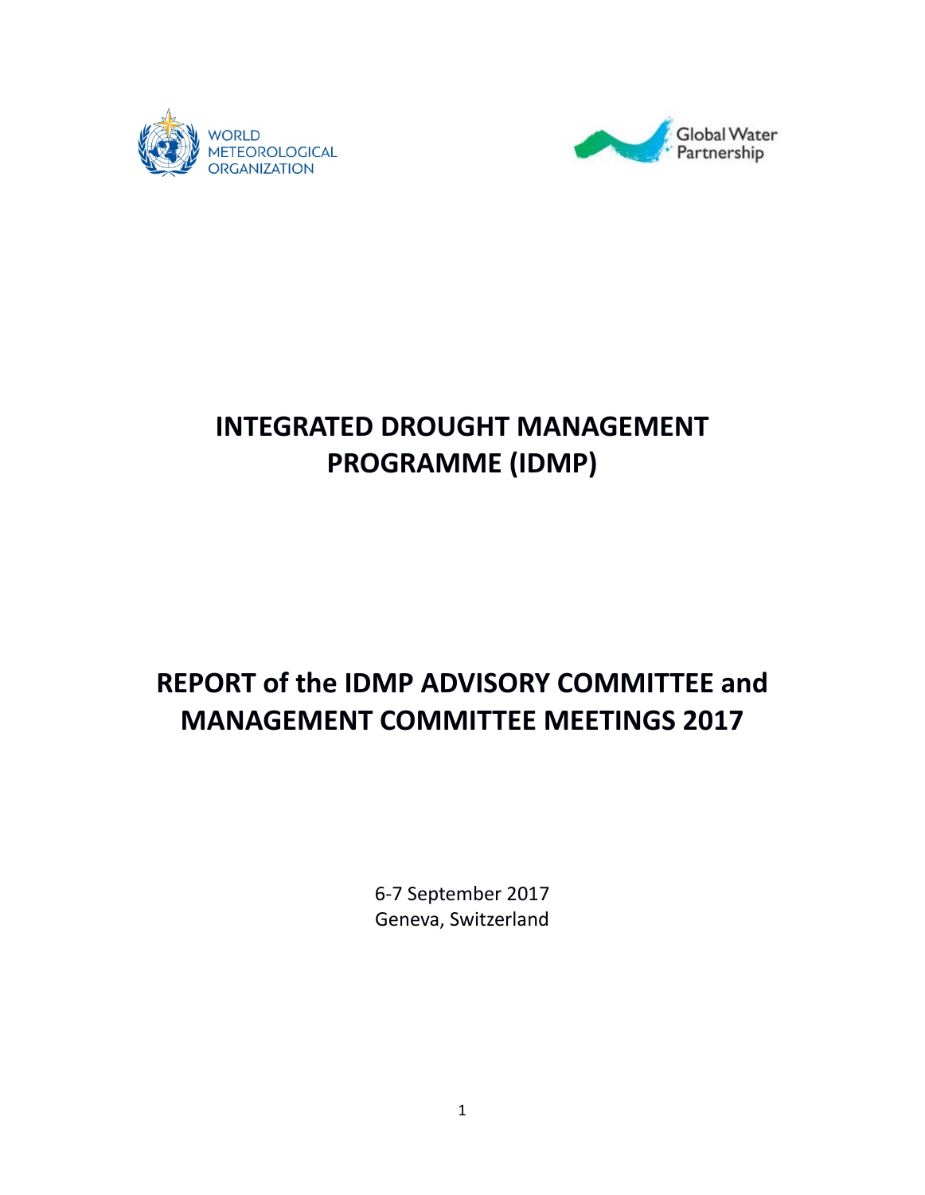WORLD METEOROLOGICAL ORGANIZATION

Global Water Partnership

# INTEGRATED DROUGHT MANAGEMENT PROGRAMME (IDMP)

# REPORT of the IDMP ADVISORY COMMITTEE and MANAGEMENT COMMITTEE MEETINGS 2017

6-7 September 2017
Geneva, Switzerland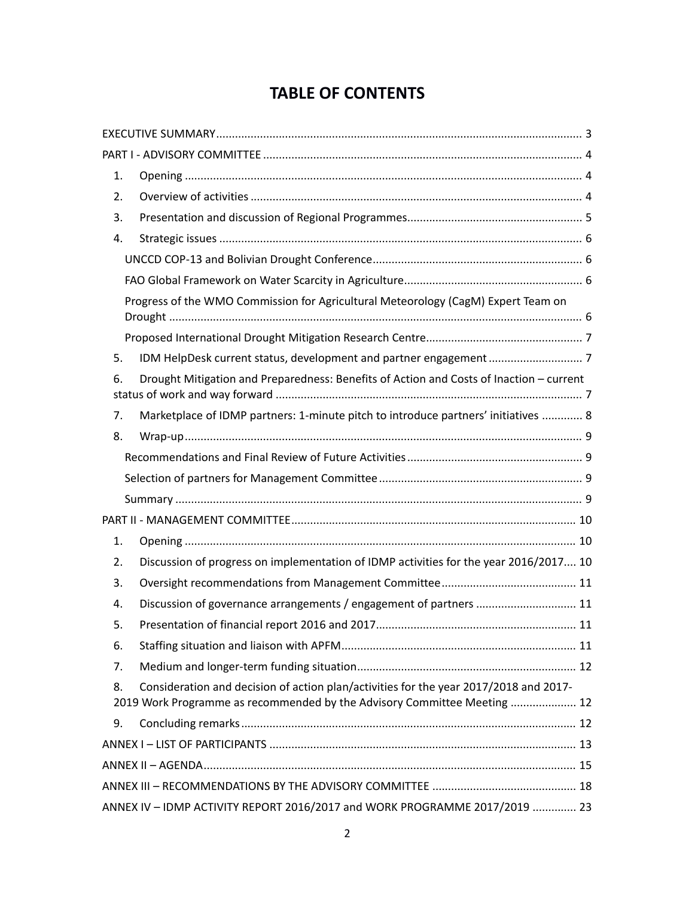# TABLE OF CONTENTS

EXECUTIVE SUMMARY ........ 3

PART I - ADVISORY COMMITTEE ........ 4

1. Opening ........ 4
2. Overview of activities ........ 4
3. Presentation and discussion of Regional Programmes ........ 5
4. Strategic issues ........ 6
   - UNCCD COP-13 and Bolivian Drought Conference ........ 6
   - FAO Global Framework on Water Scarcity in Agriculture ........ 6
   - Progress of the WMO Commission for Agricultural Meteorology (CagM) Expert Team on Drought ........ 6
   - Proposed International Drought Mitigation Research Centre ........ 7
5. IDM HelpDesk current status, development and partner engagement ........ 7
6. Drought Mitigation and Preparedness: Benefits of Action and Costs of Inaction – current status of work and way forward ........ 7
7. Marketplace of IDMP partners: 1-minute pitch to introduce partners' initiatives ........ 8
8. Wrap-up ........ 9
   - Recommendations and Final Review of Future Activities ........ 9
   - Selection of partners for Management Committee ........ 9
   - Summary ........ 9

PART II - MANAGEMENT COMMITTEE ........ 10

1. Opening ........ 10
2. Discussion of progress on implementation of IDMP activities for the year 2016/2017 ........ 10
3. Oversight recommendations from Management Committee ........ 11
4. Discussion of governance arrangements / engagement of partners ........ 11
5. Presentation of financial report 2016 and 2017 ........ 11
6. Staffing situation and liaison with APFM ........ 11
7. Medium and longer-term funding situation ........ 12
8. Consideration and decision of action plan/activities for the year 2017/2018 and 2017-2019 Work Programme as recommended by the Advisory Committee Meeting ........ 12
9. Concluding remarks ........ 12

ANNEX I – LIST OF PARTICIPANTS ........ 13

ANNEX II – AGENDA ........ 15

ANNEX III – RECOMMENDATIONS BY THE ADVISORY COMMITTEE ........ 18

ANNEX IV – IDMP ACTIVITY REPORT 2016/2017 and WORK PROGRAMME 2017/2019 ........ 23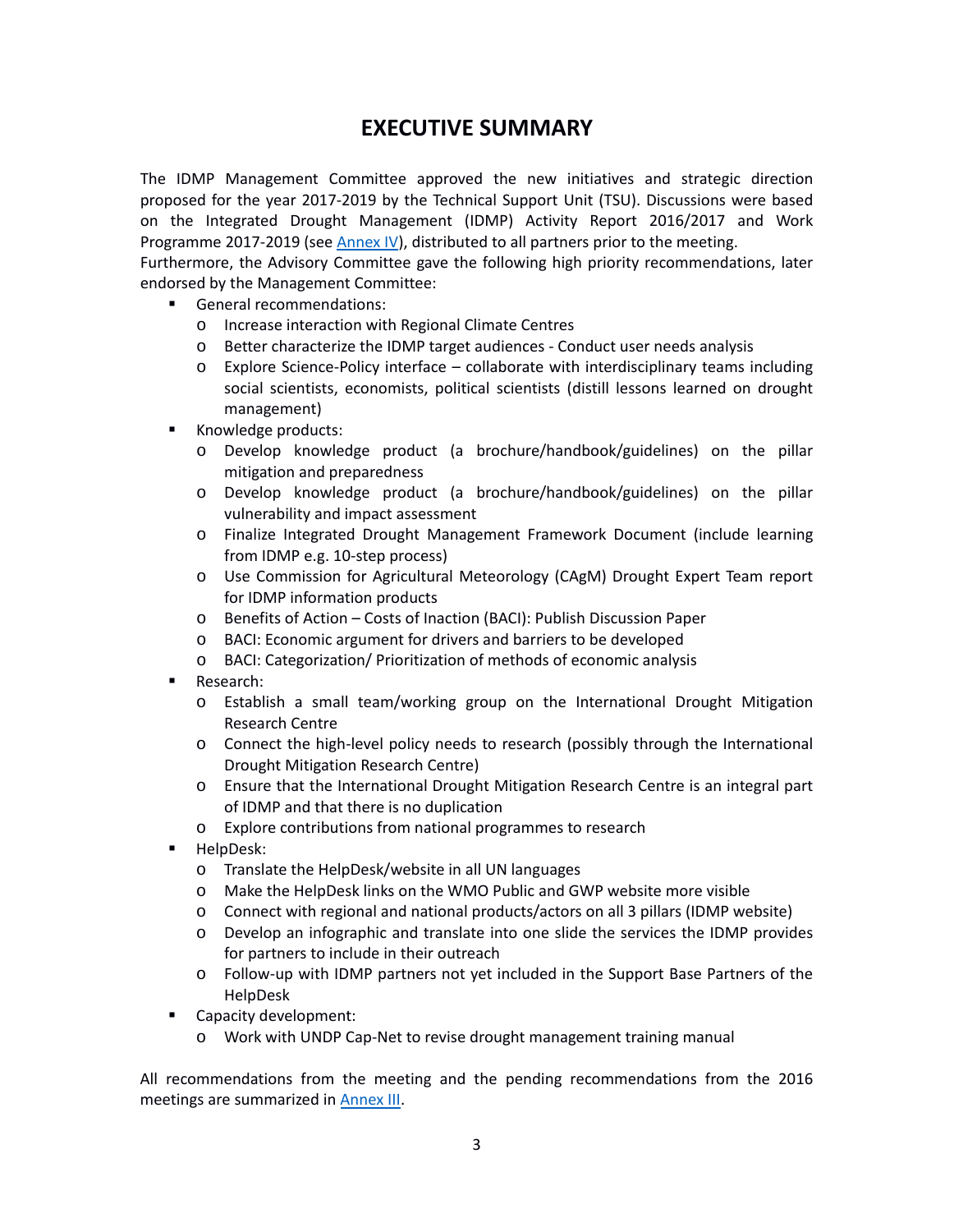# EXECUTIVE SUMMARY

The IDMP Management Committee approved the new initiatives and strategic direction proposed for the year 2017-2019 by the Technical Support Unit (TSU). Discussions were based on the Integrated Drought Management (IDMP) Activity Report 2016/2017 and Work Programme 2017-2019 (see [Annex IV](#)), distributed to all partners prior to the meeting.
Furthermore, the Advisory Committee gave the following high priority recommendations, later endorsed by the Management Committee:

- General recommendations:
  - Increase interaction with Regional Climate Centres
  - Better characterize the IDMP target audiences - Conduct user needs analysis
  - Explore Science-Policy interface – collaborate with interdisciplinary teams including social scientists, economists, political scientists (distill lessons learned on drought management)
- Knowledge products:
  - Develop knowledge product (a brochure/handbook/guidelines) on the pillar mitigation and preparedness
  - Develop knowledge product (a brochure/handbook/guidelines) on the pillar vulnerability and impact assessment
  - Finalize Integrated Drought Management Framework Document (include learning from IDMP e.g. 10-step process)
  - Use Commission for Agricultural Meteorology (CAgM) Drought Expert Team report for IDMP information products
  - Benefits of Action – Costs of Inaction (BACI): Publish Discussion Paper
  - BACI: Economic argument for drivers and barriers to be developed
  - BACI: Categorization/ Prioritization of methods of economic analysis
- Research:
  - Establish a small team/working group on the International Drought Mitigation Research Centre
  - Connect the high-level policy needs to research (possibly through the International Drought Mitigation Research Centre)
  - Ensure that the International Drought Mitigation Research Centre is an integral part of IDMP and that there is no duplication
  - Explore contributions from national programmes to research
- HelpDesk:
  - Translate the HelpDesk/website in all UN languages
  - Make the HelpDesk links on the WMO Public and GWP website more visible
  - Connect with regional and national products/actors on all 3 pillars (IDMP website)
  - Develop an infographic and translate into one slide the services the IDMP provides for partners to include in their outreach
  - Follow-up with IDMP partners not yet included in the Support Base Partners of the HelpDesk
- Capacity development:
  - Work with UNDP Cap-Net to revise drought management training manual

All recommendations from the meeting and the pending recommendations from the 2016 meetings are summarized in [Annex III](#).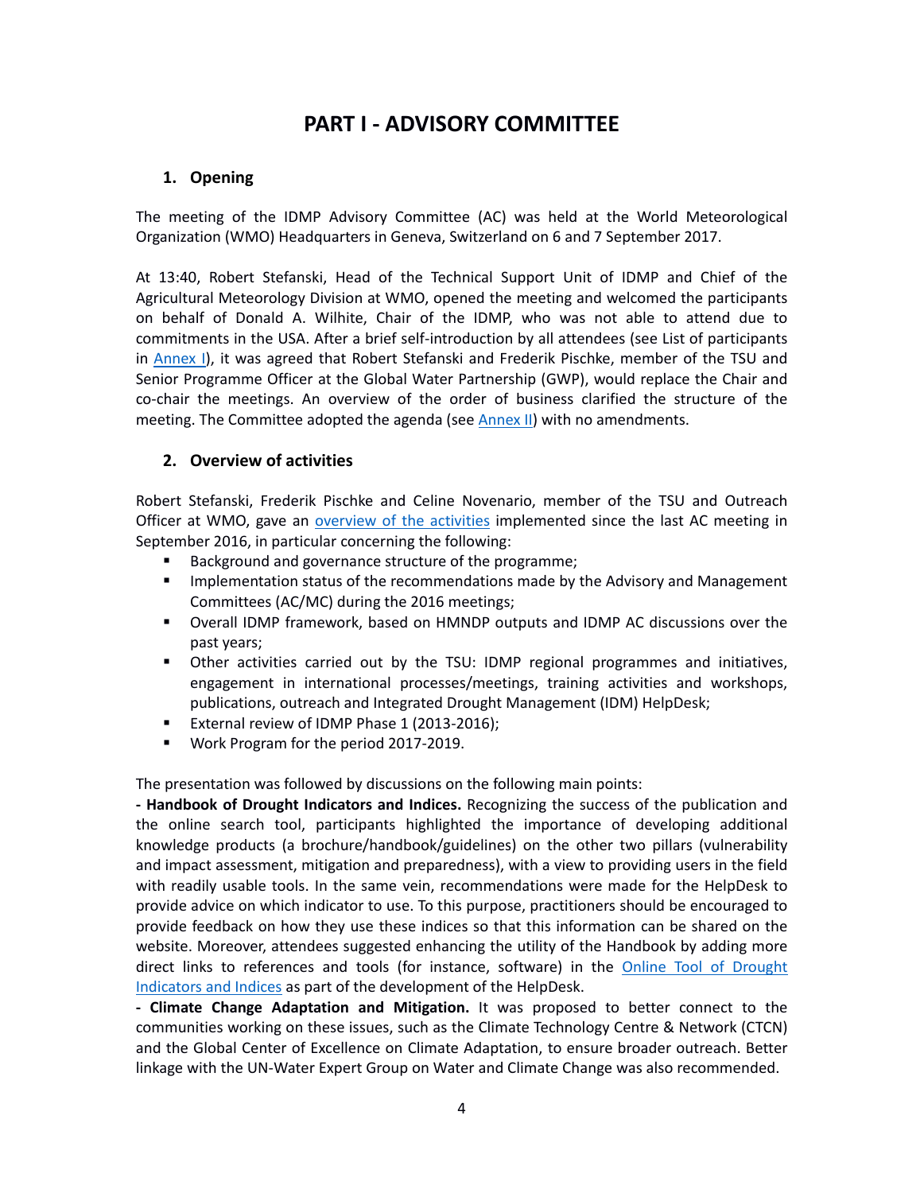# PART I - ADVISORY COMMITTEE

## 1. Opening

The meeting of the IDMP Advisory Committee (AC) was held at the World Meteorological Organization (WMO) Headquarters in Geneva, Switzerland on 6 and 7 September 2017.

At 13:40, Robert Stefanski, Head of the Technical Support Unit of IDMP and Chief of the Agricultural Meteorology Division at WMO, opened the meeting and welcomed the participants on behalf of Donald A. Wilhite, Chair of the IDMP, who was not able to attend due to commitments in the USA. After a brief self-introduction by all attendees (see List of participants in Annex I), it was agreed that Robert Stefanski and Frederik Pischke, member of the TSU and Senior Programme Officer at the Global Water Partnership (GWP), would replace the Chair and co-chair the meetings. An overview of the order of business clarified the structure of the meeting. The Committee adopted the agenda (see Annex II) with no amendments.

## 2. Overview of activities

Robert Stefanski, Frederik Pischke and Celine Novenario, member of the TSU and Outreach Officer at WMO, gave an overview of the activities implemented since the last AC meeting in September 2016, in particular concerning the following:

- Background and governance structure of the programme;
- Implementation status of the recommendations made by the Advisory and Management Committees (AC/MC) during the 2016 meetings;
- Overall IDMP framework, based on HMNDP outputs and IDMP AC discussions over the past years;
- Other activities carried out by the TSU: IDMP regional programmes and initiatives, engagement in international processes/meetings, training activities and workshops, publications, outreach and Integrated Drought Management (IDM) HelpDesk;
- External review of IDMP Phase 1 (2013-2016);
- Work Program for the period 2017-2019.

The presentation was followed by discussions on the following main points:

**- Handbook of Drought Indicators and Indices.** Recognizing the success of the publication and the online search tool, participants highlighted the importance of developing additional knowledge products (a brochure/handbook/guidelines) on the other two pillars (vulnerability and impact assessment, mitigation and preparedness), with a view to providing users in the field with readily usable tools. In the same vein, recommendations were made for the HelpDesk to provide advice on which indicator to use. To this purpose, practitioners should be encouraged to provide feedback on how they use these indices so that this information can be shared on the website. Moreover, attendees suggested enhancing the utility of the Handbook by adding more direct links to references and tools (for instance, software) in the Online Tool of Drought Indicators and Indices as part of the development of the HelpDesk.

**- Climate Change Adaptation and Mitigation.** It was proposed to better connect to the communities working on these issues, such as the Climate Technology Centre & Network (CTCN) and the Global Center of Excellence on Climate Adaptation, to ensure broader outreach. Better linkage with the UN-Water Expert Group on Water and Climate Change was also recommended.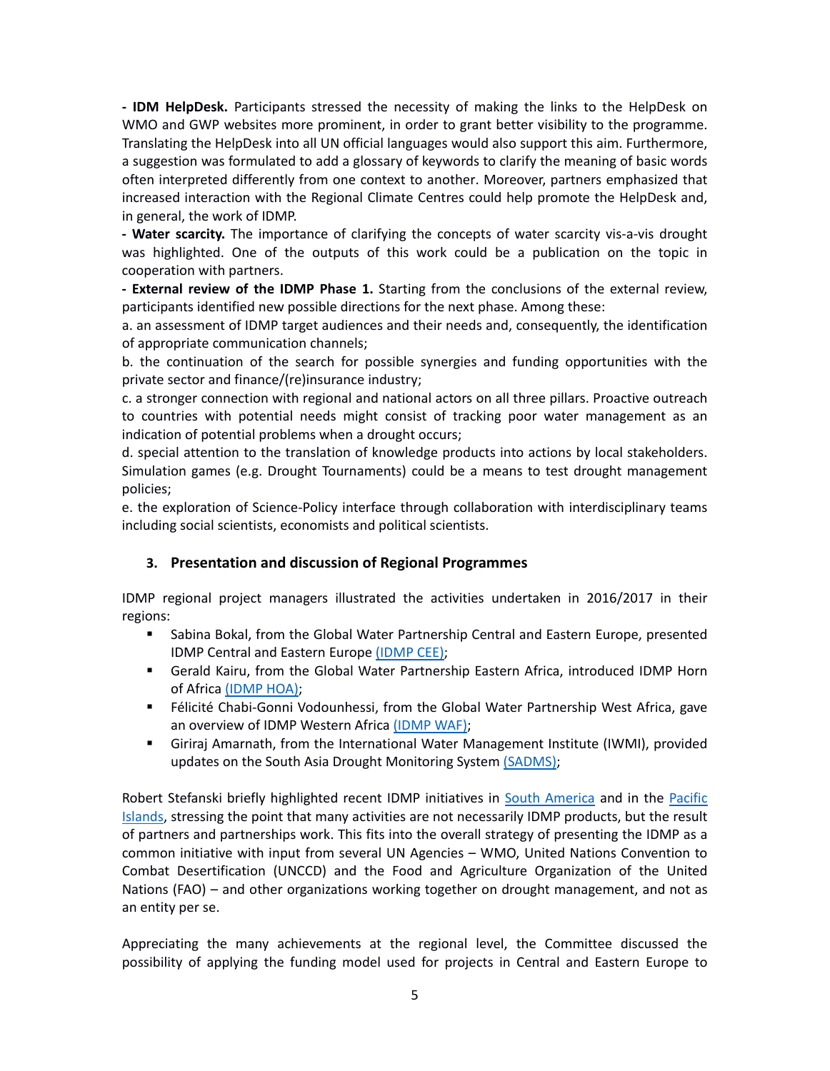**- IDM HelpDesk.** Participants stressed the necessity of making the links to the HelpDesk on WMO and GWP websites more prominent, in order to grant better visibility to the programme. Translating the HelpDesk into all UN official languages would also support this aim. Furthermore, a suggestion was formulated to add a glossary of keywords to clarify the meaning of basic words often interpreted differently from one context to another. Moreover, partners emphasized that increased interaction with the Regional Climate Centres could help promote the HelpDesk and, in general, the work of IDMP.

**- Water scarcity.** The importance of clarifying the concepts of water scarcity vis-a-vis drought was highlighted. One of the outputs of this work could be a publication on the topic in cooperation with partners.

**- External review of the IDMP Phase 1.** Starting from the conclusions of the external review, participants identified new possible directions for the next phase. Among these:

a. an assessment of IDMP target audiences and their needs and, consequently, the identification of appropriate communication channels;

b. the continuation of the search for possible synergies and funding opportunities with the private sector and finance/(re)insurance industry;

c. a stronger connection with regional and national actors on all three pillars. Proactive outreach to countries with potential needs might consist of tracking poor water management as an indication of potential problems when a drought occurs;

d. special attention to the translation of knowledge products into actions by local stakeholders. Simulation games (e.g. Drought Tournaments) could be a means to test drought management policies;

e. the exploration of Science-Policy interface through collaboration with interdisciplinary teams including social scientists, economists and political scientists.

## 3. Presentation and discussion of Regional Programmes

IDMP regional project managers illustrated the activities undertaken in 2016/2017 in their regions:

- Sabina Bokal, from the Global Water Partnership Central and Eastern Europe, presented IDMP Central and Eastern Europe (IDMP CEE);
- Gerald Kairu, from the Global Water Partnership Eastern Africa, introduced IDMP Horn of Africa (IDMP HOA);
- Félicité Chabi-Gonni Vodounhessi, from the Global Water Partnership West Africa, gave an overview of IDMP Western Africa (IDMP WAF);
- Giriraj Amarnath, from the International Water Management Institute (IWMI), provided updates on the South Asia Drought Monitoring System (SADMS);

Robert Stefanski briefly highlighted recent IDMP initiatives in South America and in the Pacific Islands, stressing the point that many activities are not necessarily IDMP products, but the result of partners and partnerships work. This fits into the overall strategy of presenting the IDMP as a common initiative with input from several UN Agencies – WMO, United Nations Convention to Combat Desertification (UNCCD) and the Food and Agriculture Organization of the United Nations (FAO) – and other organizations working together on drought management, and not as an entity per se.

Appreciating the many achievements at the regional level, the Committee discussed the possibility of applying the funding model used for projects in Central and Eastern Europe to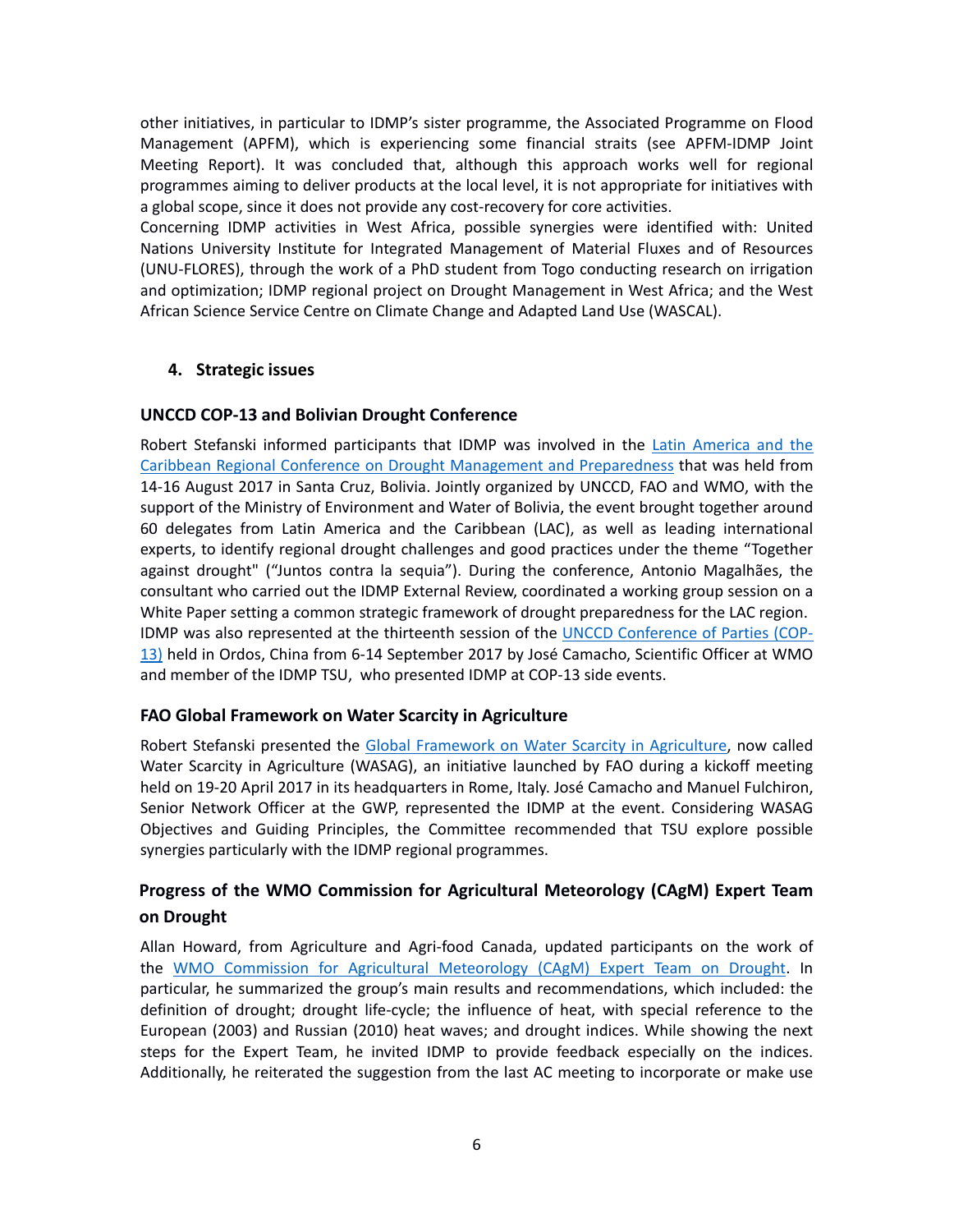other initiatives, in particular to IDMP's sister programme, the Associated Programme on Flood Management (APFM), which is experiencing some financial straits (see APFM-IDMP Joint Meeting Report). It was concluded that, although this approach works well for regional programmes aiming to deliver products at the local level, it is not appropriate for initiatives with a global scope, since it does not provide any cost-recovery for core activities.

Concerning IDMP activities in West Africa, possible synergies were identified with: United Nations University Institute for Integrated Management of Material Fluxes and of Resources (UNU-FLORES), through the work of a PhD student from Togo conducting research on irrigation and optimization; IDMP regional project on Drought Management in West Africa; and the West African Science Service Centre on Climate Change and Adapted Land Use (WASCAL).

## 4. Strategic issues

### UNCCD COP-13 and Bolivian Drought Conference

Robert Stefanski informed participants that IDMP was involved in the Latin America and the Caribbean Regional Conference on Drought Management and Preparedness that was held from 14-16 August 2017 in Santa Cruz, Bolivia. Jointly organized by UNCCD, FAO and WMO, with the support of the Ministry of Environment and Water of Bolivia, the event brought together around 60 delegates from Latin America and the Caribbean (LAC), as well as leading international experts, to identify regional drought challenges and good practices under the theme "Together against drought" ("Juntos contra la sequia"). During the conference, Antonio Magalhães, the consultant who carried out the IDMP External Review, coordinated a working group session on a White Paper setting a common strategic framework of drought preparedness for the LAC region.

IDMP was also represented at the thirteenth session of the UNCCD Conference of Parties (COP-13) held in Ordos, China from 6-14 September 2017 by José Camacho, Scientific Officer at WMO and member of the IDMP TSU, who presented IDMP at COP-13 side events.

### FAO Global Framework on Water Scarcity in Agriculture

Robert Stefanski presented the Global Framework on Water Scarcity in Agriculture, now called Water Scarcity in Agriculture (WASAG), an initiative launched by FAO during a kickoff meeting held on 19-20 April 2017 in its headquarters in Rome, Italy. José Camacho and Manuel Fulchiron, Senior Network Officer at the GWP, represented the IDMP at the event. Considering WASAG Objectives and Guiding Principles, the Committee recommended that TSU explore possible synergies particularly with the IDMP regional programmes.

### Progress of the WMO Commission for Agricultural Meteorology (CAgM) Expert Team on Drought

Allan Howard, from Agriculture and Agri-food Canada, updated participants on the work of the WMO Commission for Agricultural Meteorology (CAgM) Expert Team on Drought. In particular, he summarized the group's main results and recommendations, which included: the definition of drought; drought life-cycle; the influence of heat, with special reference to the European (2003) and Russian (2010) heat waves; and drought indices. While showing the next steps for the Expert Team, he invited IDMP to provide feedback especially on the indices. Additionally, he reiterated the suggestion from the last AC meeting to incorporate or make use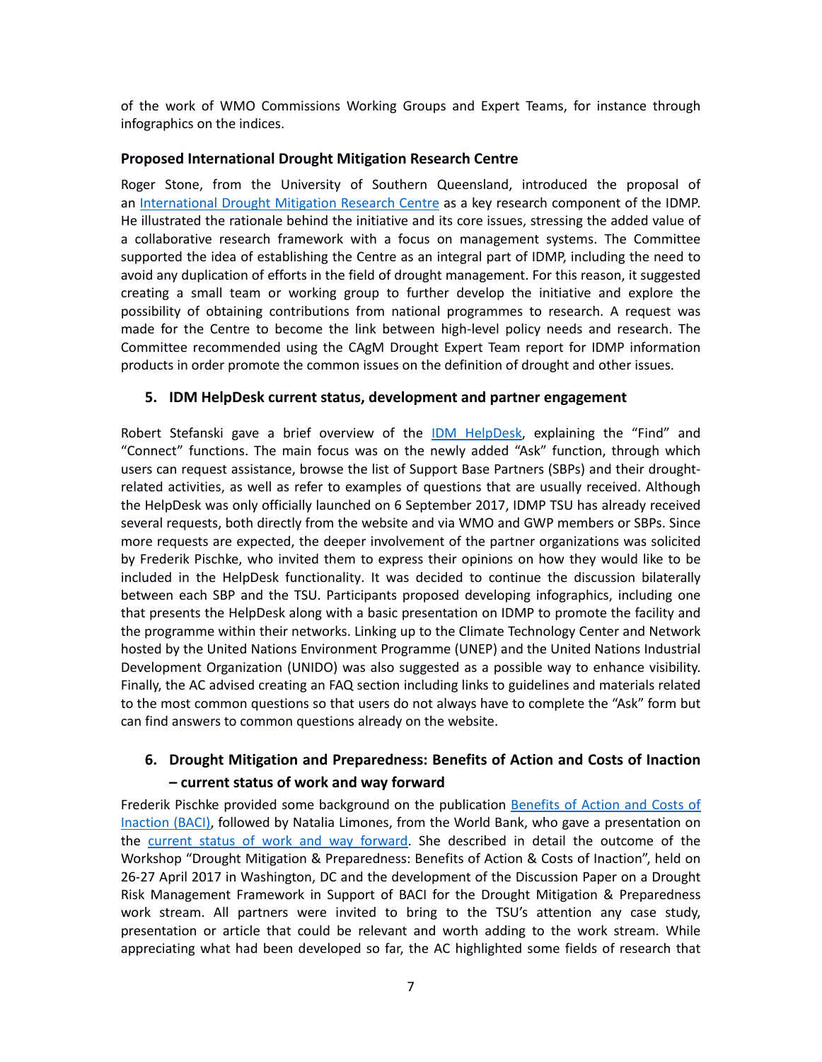of the work of WMO Commissions Working Groups and Expert Teams, for instance through infographics on the indices.

### Proposed International Drought Mitigation Research Centre

Roger Stone, from the University of Southern Queensland, introduced the proposal of an International Drought Mitigation Research Centre as a key research component of the IDMP. He illustrated the rationale behind the initiative and its core issues, stressing the added value of a collaborative research framework with a focus on management systems. The Committee supported the idea of establishing the Centre as an integral part of IDMP, including the need to avoid any duplication of efforts in the field of drought management. For this reason, it suggested creating a small team or working group to further develop the initiative and explore the possibility of obtaining contributions from national programmes to research. A request was made for the Centre to become the link between high-level policy needs and research. The Committee recommended using the CAgM Drought Expert Team report for IDMP information products in order promote the common issues on the definition of drought and other issues.

## 5. IDM HelpDesk current status, development and partner engagement

Robert Stefanski gave a brief overview of the IDM HelpDesk, explaining the "Find" and "Connect" functions. The main focus was on the newly added "Ask" function, through which users can request assistance, browse the list of Support Base Partners (SBPs) and their drought-related activities, as well as refer to examples of questions that are usually received. Although the HelpDesk was only officially launched on 6 September 2017, IDMP TSU has already received several requests, both directly from the website and via WMO and GWP members or SBPs. Since more requests are expected, the deeper involvement of the partner organizations was solicited by Frederik Pischke, who invited them to express their opinions on how they would like to be included in the HelpDesk functionality. It was decided to continue the discussion bilaterally between each SBP and the TSU. Participants proposed developing infographics, including one that presents the HelpDesk along with a basic presentation on IDMP to promote the facility and the programme within their networks. Linking up to the Climate Technology Center and Network hosted by the United Nations Environment Programme (UNEP) and the United Nations Industrial Development Organization (UNIDO) was also suggested as a possible way to enhance visibility. Finally, the AC advised creating an FAQ section including links to guidelines and materials related to the most common questions so that users do not always have to complete the "Ask" form but can find answers to common questions already on the website.

## 6. Drought Mitigation and Preparedness: Benefits of Action and Costs of Inaction – current status of work and way forward

Frederik Pischke provided some background on the publication Benefits of Action and Costs of Inaction (BACI), followed by Natalia Limones, from the World Bank, who gave a presentation on the current status of work and way forward. She described in detail the outcome of the Workshop "Drought Mitigation & Preparedness: Benefits of Action & Costs of Inaction", held on 26-27 April 2017 in Washington, DC and the development of the Discussion Paper on a Drought Risk Management Framework in Support of BACI for the Drought Mitigation & Preparedness work stream. All partners were invited to bring to the TSU's attention any case study, presentation or article that could be relevant and worth adding to the work stream. While appreciating what had been developed so far, the AC highlighted some fields of research that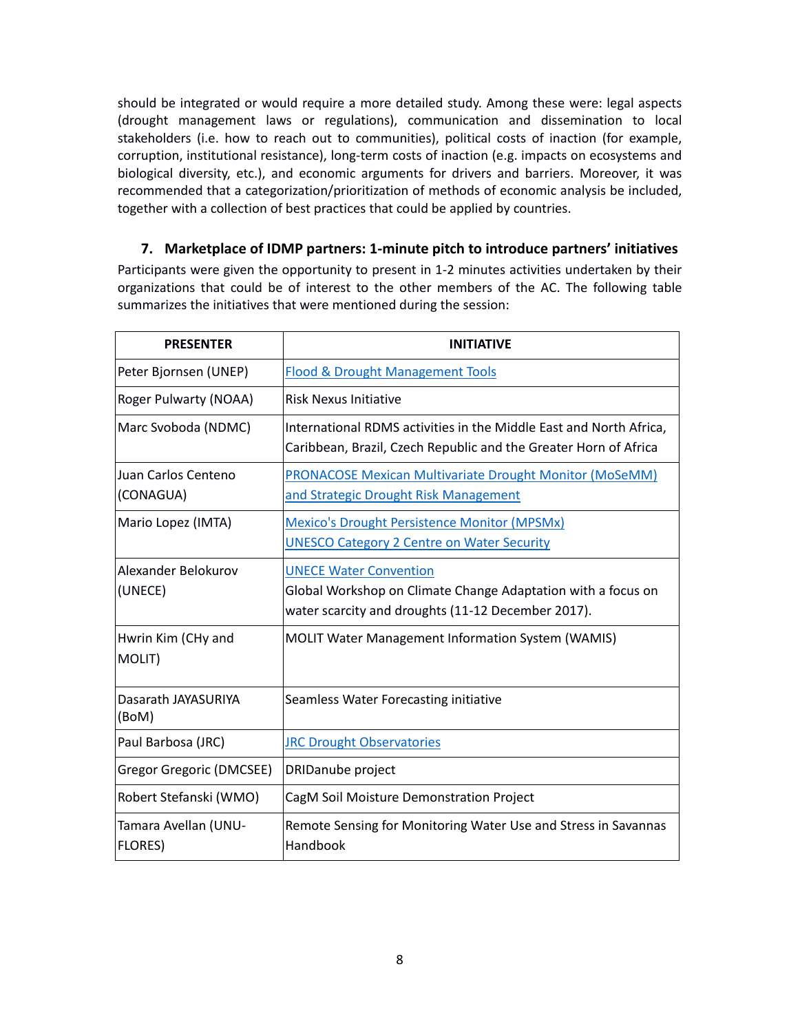should be integrated or would require a more detailed study. Among these were: legal aspects (drought management laws or regulations), communication and dissemination to local stakeholders (i.e. how to reach out to communities), political costs of inaction (for example, corruption, institutional resistance), long-term costs of inaction (e.g. impacts on ecosystems and biological diversity, etc.), and economic arguments for drivers and barriers. Moreover, it was recommended that a categorization/prioritization of methods of economic analysis be included, together with a collection of best practices that could be applied by countries.

## 7. Marketplace of IDMP partners: 1-minute pitch to introduce partners' initiatives

Participants were given the opportunity to present in 1-2 minutes activities undertaken by their organizations that could be of interest to the other members of the AC. The following table summarizes the initiatives that were mentioned during the session:

| PRESENTER | INITIATIVE |
|---|---|
| Peter Bjornsen (UNEP) | Flood & Drought Management Tools |
| Roger Pulwarty (NOAA) | Risk Nexus Initiative |
| Marc Svoboda (NDMC) | International RDMS activities in the Middle East and North Africa, Caribbean, Brazil, Czech Republic and the Greater Horn of Africa |
| Juan Carlos Centeno (CONAGUA) | PRONACOSE Mexican Multivariate Drought Monitor (MoSeMM) and Strategic Drought Risk Management |
| Mario Lopez (IMTA) | Mexico's Drought Persistence Monitor (MPSMx)<br>UNESCO Category 2 Centre on Water Security |
| Alexander Belokurov (UNECE) | UNECE Water Convention<br>Global Workshop on Climate Change Adaptation with a focus on water scarcity and droughts (11-12 December 2017). |
| Hwrin Kim (CHy and MOLIT) | MOLIT Water Management Information System (WAMIS) |
| Dasarath JAYASURIYA (BoM) | Seamless Water Forecasting initiative |
| Paul Barbosa (JRC) | JRC Drought Observatories |
| Gregor Gregoric (DMCSEE) | DRIDanube project |
| Robert Stefanski (WMO) | CagM Soil Moisture Demonstration Project |
| Tamara Avellan (UNU-FLORES) | Remote Sensing for Monitoring Water Use and Stress in Savannas Handbook |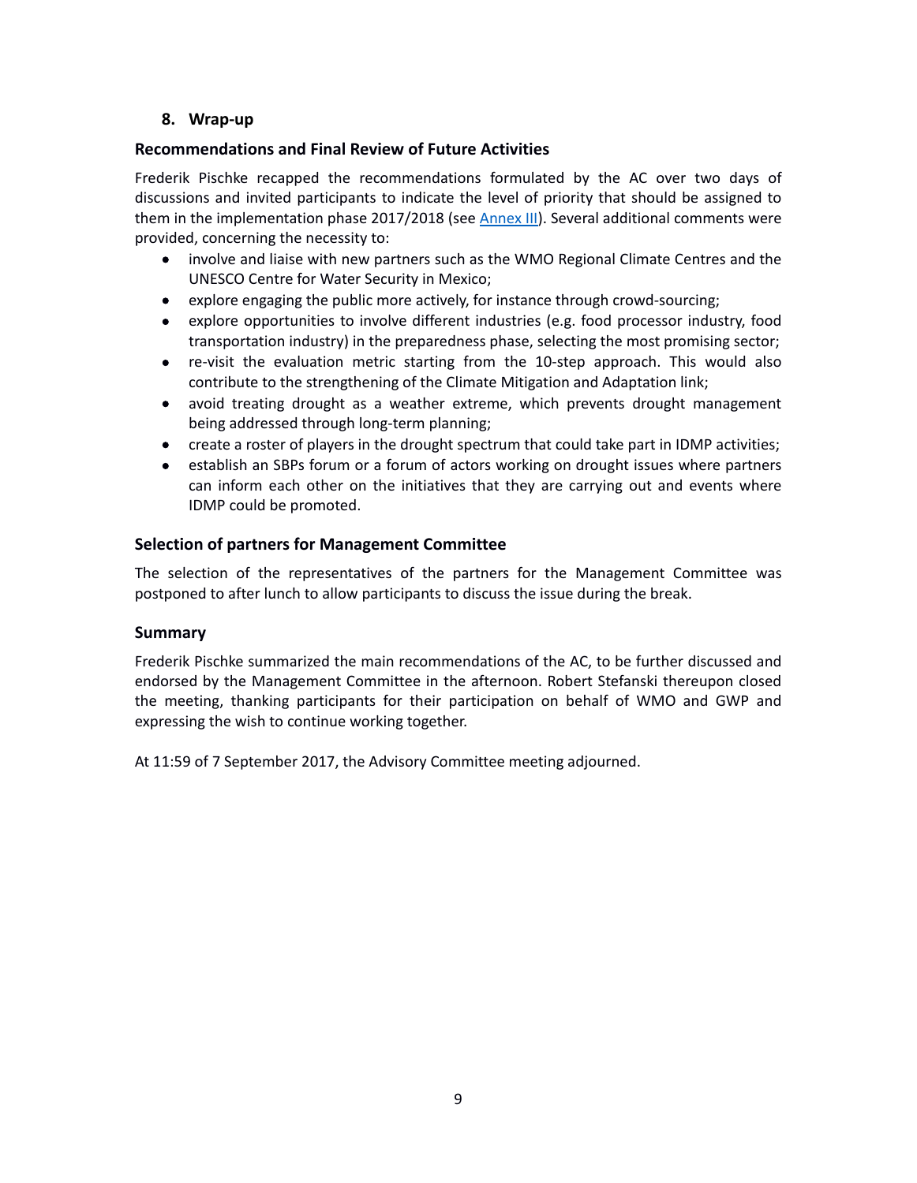## 8. Wrap-up

### Recommendations and Final Review of Future Activities

Frederik Pischke recapped the recommendations formulated by the AC over two days of discussions and invited participants to indicate the level of priority that should be assigned to them in the implementation phase 2017/2018 (see Annex III). Several additional comments were provided, concerning the necessity to:

- involve and liaise with new partners such as the WMO Regional Climate Centres and the UNESCO Centre for Water Security in Mexico;
- explore engaging the public more actively, for instance through crowd-sourcing;
- explore opportunities to involve different industries (e.g. food processor industry, food transportation industry) in the preparedness phase, selecting the most promising sector;
- re-visit the evaluation metric starting from the 10-step approach. This would also contribute to the strengthening of the Climate Mitigation and Adaptation link;
- avoid treating drought as a weather extreme, which prevents drought management being addressed through long-term planning;
- create a roster of players in the drought spectrum that could take part in IDMP activities;
- establish an SBPs forum or a forum of actors working on drought issues where partners can inform each other on the initiatives that they are carrying out and events where IDMP could be promoted.

### Selection of partners for Management Committee

The selection of the representatives of the partners for the Management Committee was postponed to after lunch to allow participants to discuss the issue during the break.

### Summary

Frederik Pischke summarized the main recommendations of the AC, to be further discussed and endorsed by the Management Committee in the afternoon. Robert Stefanski thereupon closed the meeting, thanking participants for their participation on behalf of WMO and GWP and expressing the wish to continue working together.

At 11:59 of 7 September 2017, the Advisory Committee meeting adjourned.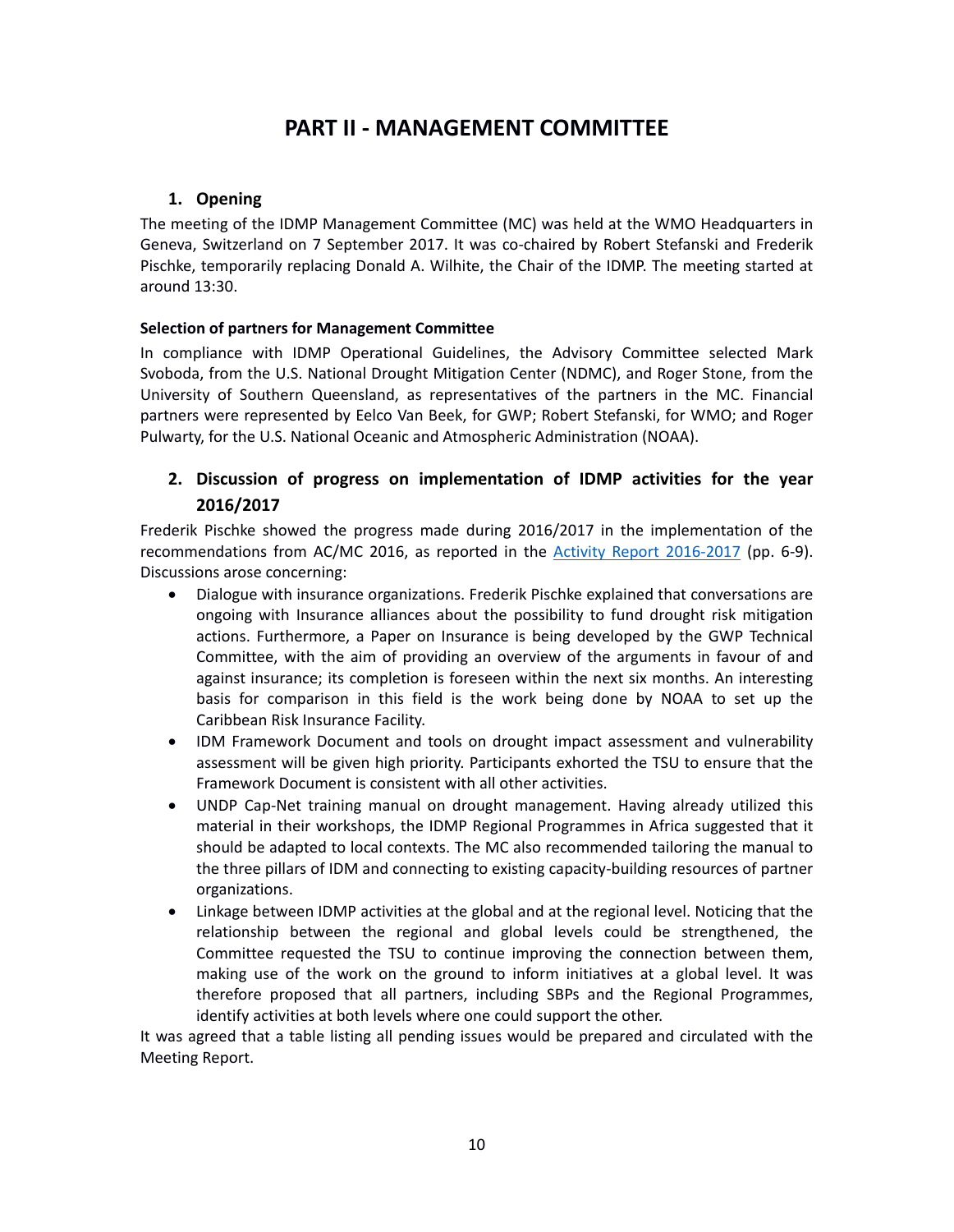# PART II - MANAGEMENT COMMITTEE

## 1. Opening

The meeting of the IDMP Management Committee (MC) was held at the WMO Headquarters in Geneva, Switzerland on 7 September 2017. It was co-chaired by Robert Stefanski and Frederik Pischke, temporarily replacing Donald A. Wilhite, the Chair of the IDMP. The meeting started at around 13:30.

### Selection of partners for Management Committee

In compliance with IDMP Operational Guidelines, the Advisory Committee selected Mark Svoboda, from the U.S. National Drought Mitigation Center (NDMC), and Roger Stone, from the University of Southern Queensland, as representatives of the partners in the MC. Financial partners were represented by Eelco Van Beek, for GWP; Robert Stefanski, for WMO; and Roger Pulwarty, for the U.S. National Oceanic and Atmospheric Administration (NOAA).

## 2. Discussion of progress on implementation of IDMP activities for the year 2016/2017

Frederik Pischke showed the progress made during 2016/2017 in the implementation of the recommendations from AC/MC 2016, as reported in the Activity Report 2016-2017 (pp. 6-9). Discussions arose concerning:

- Dialogue with insurance organizations. Frederik Pischke explained that conversations are ongoing with Insurance alliances about the possibility to fund drought risk mitigation actions. Furthermore, a Paper on Insurance is being developed by the GWP Technical Committee, with the aim of providing an overview of the arguments in favour of and against insurance; its completion is foreseen within the next six months. An interesting basis for comparison in this field is the work being done by NOAA to set up the Caribbean Risk Insurance Facility.
- IDM Framework Document and tools on drought impact assessment and vulnerability assessment will be given high priority. Participants exhorted the TSU to ensure that the Framework Document is consistent with all other activities.
- UNDP Cap-Net training manual on drought management. Having already utilized this material in their workshops, the IDMP Regional Programmes in Africa suggested that it should be adapted to local contexts. The MC also recommended tailoring the manual to the three pillars of IDM and connecting to existing capacity-building resources of partner organizations.
- Linkage between IDMP activities at the global and at the regional level. Noticing that the relationship between the regional and global levels could be strengthened, the Committee requested the TSU to continue improving the connection between them, making use of the work on the ground to inform initiatives at a global level. It was therefore proposed that all partners, including SBPs and the Regional Programmes, identify activities at both levels where one could support the other.

It was agreed that a table listing all pending issues would be prepared and circulated with the Meeting Report.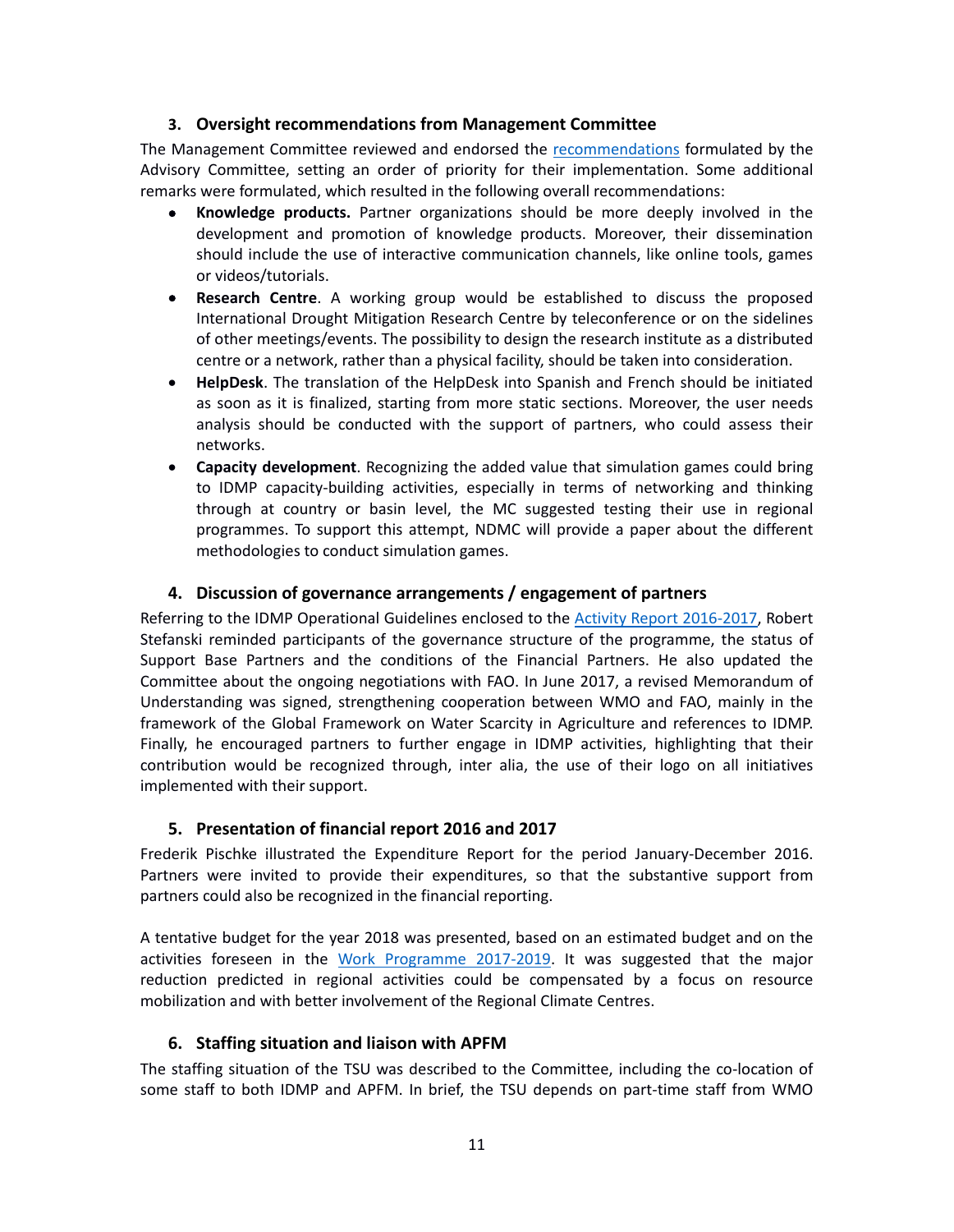### 3. Oversight recommendations from Management Committee

The Management Committee reviewed and endorsed the recommendations formulated by the Advisory Committee, setting an order of priority for their implementation. Some additional remarks were formulated, which resulted in the following overall recommendations:

- **Knowledge products.** Partner organizations should be more deeply involved in the development and promotion of knowledge products. Moreover, their dissemination should include the use of interactive communication channels, like online tools, games or videos/tutorials.
- **Research Centre**. A working group would be established to discuss the proposed International Drought Mitigation Research Centre by teleconference or on the sidelines of other meetings/events. The possibility to design the research institute as a distributed centre or a network, rather than a physical facility, should be taken into consideration.
- **HelpDesk**. The translation of the HelpDesk into Spanish and French should be initiated as soon as it is finalized, starting from more static sections. Moreover, the user needs analysis should be conducted with the support of partners, who could assess their networks.
- **Capacity development**. Recognizing the added value that simulation games could bring to IDMP capacity-building activities, especially in terms of networking and thinking through at country or basin level, the MC suggested testing their use in regional programmes. To support this attempt, NDMC will provide a paper about the different methodologies to conduct simulation games.

### 4. Discussion of governance arrangements / engagement of partners

Referring to the IDMP Operational Guidelines enclosed to the Activity Report 2016-2017, Robert Stefanski reminded participants of the governance structure of the programme, the status of Support Base Partners and the conditions of the Financial Partners. He also updated the Committee about the ongoing negotiations with FAO. In June 2017, a revised Memorandum of Understanding was signed, strengthening cooperation between WMO and FAO, mainly in the framework of the Global Framework on Water Scarcity in Agriculture and references to IDMP. Finally, he encouraged partners to further engage in IDMP activities, highlighting that their contribution would be recognized through, inter alia, the use of their logo on all initiatives implemented with their support.

### 5. Presentation of financial report 2016 and 2017

Frederik Pischke illustrated the Expenditure Report for the period January-December 2016. Partners were invited to provide their expenditures, so that the substantive support from partners could also be recognized in the financial reporting.

A tentative budget for the year 2018 was presented, based on an estimated budget and on the activities foreseen in the Work Programme 2017-2019. It was suggested that the major reduction predicted in regional activities could be compensated by a focus on resource mobilization and with better involvement of the Regional Climate Centres.

### 6. Staffing situation and liaison with APFM

The staffing situation of the TSU was described to the Committee, including the co-location of some staff to both IDMP and APFM. In brief, the TSU depends on part-time staff from WMO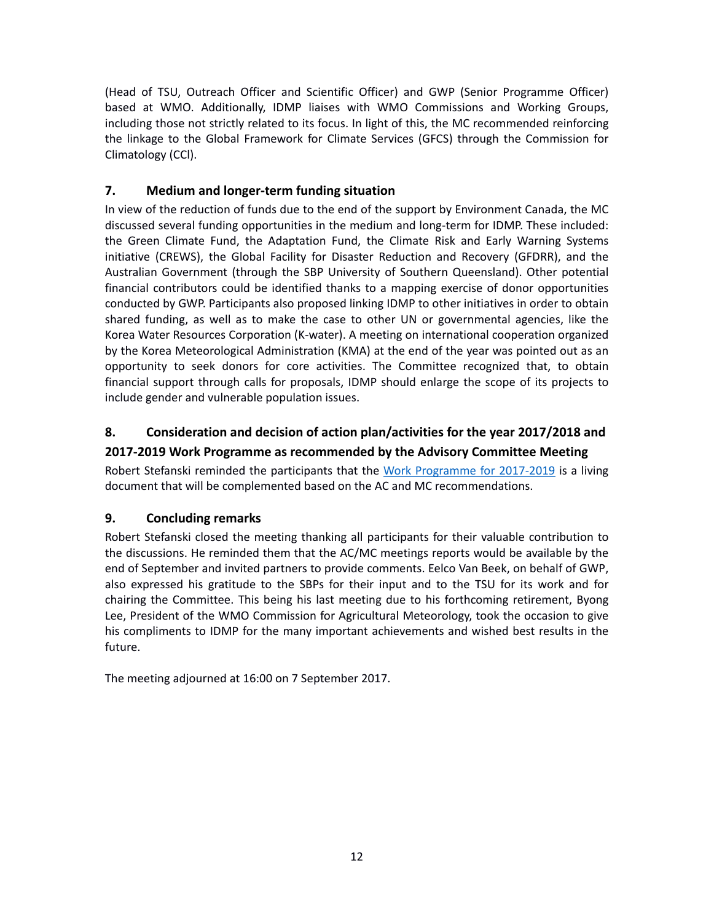(Head of TSU, Outreach Officer and Scientific Officer) and GWP (Senior Programme Officer) based at WMO. Additionally, IDMP liaises with WMO Commissions and Working Groups, including those not strictly related to its focus. In light of this, the MC recommended reinforcing the linkage to the Global Framework for Climate Services (GFCS) through the Commission for Climatology (CCl).

## 7. Medium and longer-term funding situation

In view of the reduction of funds due to the end of the support by Environment Canada, the MC discussed several funding opportunities in the medium and long-term for IDMP. These included: the Green Climate Fund, the Adaptation Fund, the Climate Risk and Early Warning Systems initiative (CREWS), the Global Facility for Disaster Reduction and Recovery (GFDRR), and the Australian Government (through the SBP University of Southern Queensland). Other potential financial contributors could be identified thanks to a mapping exercise of donor opportunities conducted by GWP. Participants also proposed linking IDMP to other initiatives in order to obtain shared funding, as well as to make the case to other UN or governmental agencies, like the Korea Water Resources Corporation (K-water). A meeting on international cooperation organized by the Korea Meteorological Administration (KMA) at the end of the year was pointed out as an opportunity to seek donors for core activities. The Committee recognized that, to obtain financial support through calls for proposals, IDMP should enlarge the scope of its projects to include gender and vulnerable population issues.

## 8. Consideration and decision of action plan/activities for the year 2017/2018 and 2017-2019 Work Programme as recommended by the Advisory Committee Meeting

Robert Stefanski reminded the participants that the Work Programme for 2017-2019 is a living document that will be complemented based on the AC and MC recommendations.

## 9. Concluding remarks

Robert Stefanski closed the meeting thanking all participants for their valuable contribution to the discussions. He reminded them that the AC/MC meetings reports would be available by the end of September and invited partners to provide comments. Eelco Van Beek, on behalf of GWP, also expressed his gratitude to the SBPs for their input and to the TSU for its work and for chairing the Committee. This being his last meeting due to his forthcoming retirement, Byong Lee, President of the WMO Commission for Agricultural Meteorology, took the occasion to give his compliments to IDMP for the many important achievements and wished best results in the future.

The meeting adjourned at 16:00 on 7 September 2017.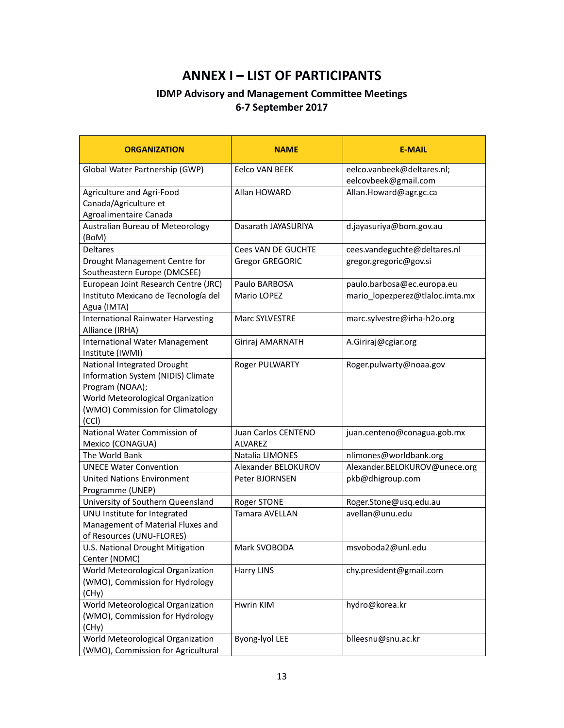# ANNEX I – LIST OF PARTICIPANTS

## IDMP Advisory and Management Committee Meetings
## 6-7 September 2017

| ORGANIZATION | NAME | E-MAIL |
| --- | --- | --- |
| Global Water Partnership (GWP) | Eelco VAN BEEK | eelco.vanbeek@deltares.nl; eelcovbeek@gmail.com |
| Agriculture and Agri-Food Canada/Agriculture et Agroalimentaire Canada | Allan HOWARD | Allan.Howard@agr.gc.ca |
| Australian Bureau of Meteorology (BoM) | Dasarath JAYASURIYA | d.jayasuriya@bom.gov.au |
| Deltares | Cees VAN DE GUCHTE | cees.vandeguchte@deltares.nl |
| Drought Management Centre for Southeastern Europe (DMCSEE) | Gregor GREGORIC | gregor.gregoric@gov.si |
| European Joint Research Centre (JRC) | Paulo BARBOSA | paulo.barbosa@ec.europa.eu |
| Instituto Mexicano de Tecnología del Agua (IMTA) | Mario LOPEZ | mario_lopezperez@tlaloc.imta.mx |
| International Rainwater Harvesting Alliance (IRHA) | Marc SYLVESTRE | marc.sylvestre@irha-h2o.org |
| International Water Management Institute (IWMI) | Giriraj AMARNATH | A.Giriraj@cgiar.org |
| National Integrated Drought Information System (NIDIS) Climate Program (NOAA); World Meteorological Organization (WMO) Commission for Climatology (CCl) | Roger PULWARTY | Roger.pulwarty@noaa.gov |
| National Water Commission of Mexico (CONAGUA) | Juan Carlos CENTENO ALVAREZ | juan.centeno@conagua.gob.mx |
| The World Bank | Natalia LIMONES | nlimones@worldbank.org |
| UNECE Water Convention | Alexander BELOKUROV | Alexander.BELOKUROV@unece.org |
| United Nations Environment Programme (UNEP) | Peter BJORNSEN | pkb@dhigroup.com |
| University of Southern Queensland | Roger STONE | Roger.Stone@usq.edu.au |
| UNU Institute for Integrated Management of Material Fluxes and of Resources (UNU-FLORES) | Tamara AVELLAN | avellan@unu.edu |
| U.S. National Drought Mitigation Center (NDMC) | Mark SVOBODA | msvoboda2@unl.edu |
| World Meteorological Organization (WMO), Commission for Hydrology (CHy) | Harry LINS | chy.president@gmail.com |
| World Meteorological Organization (WMO), Commission for Hydrology (CHy) | Hwrin KIM | hydro@korea.kr |
| World Meteorological Organization (WMO), Commission for Agricultural | Byong-lyol LEE | blleesnu@snu.ac.kr |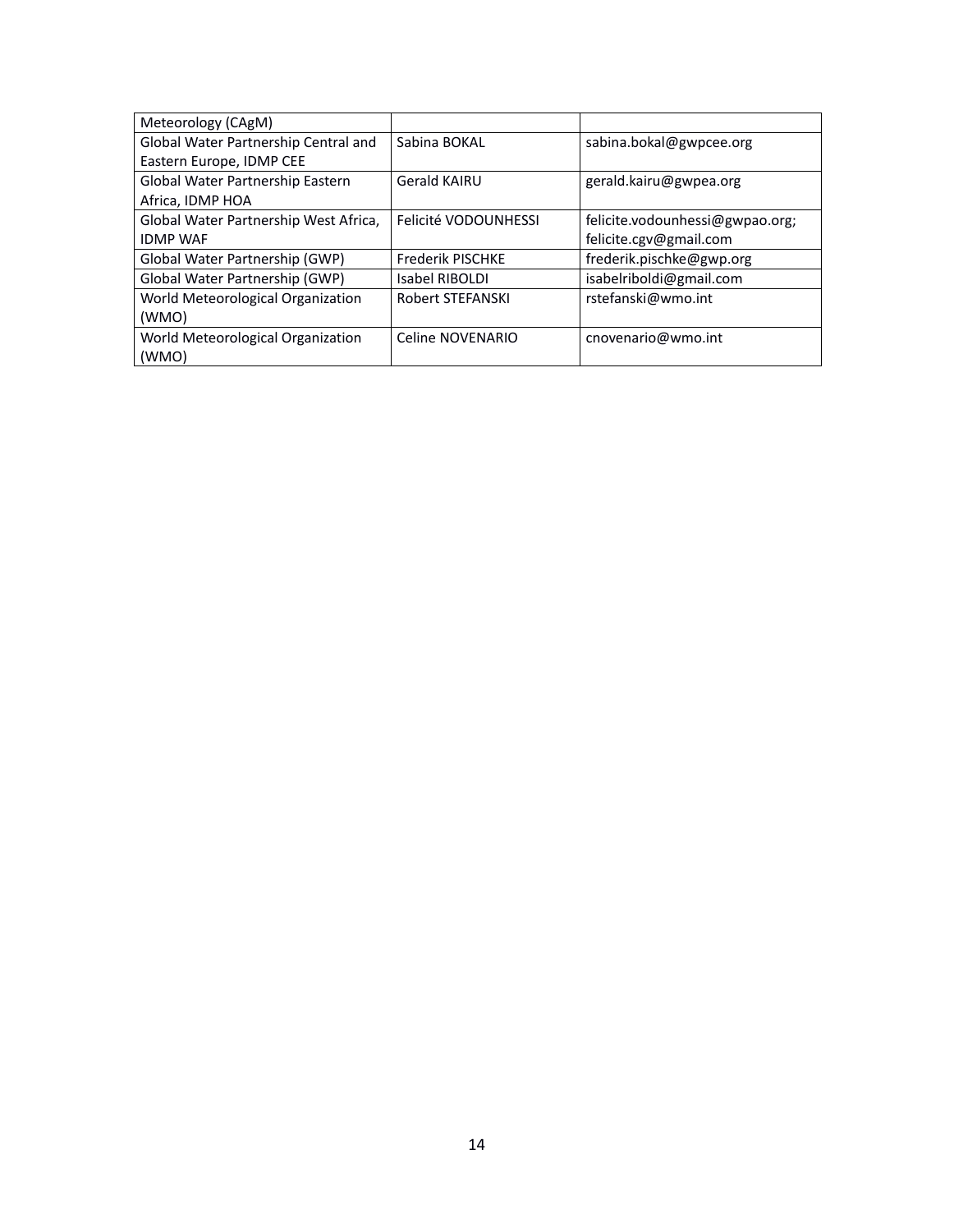| | | |
|---|---|---|
| Meteorology (CAgM) | | |
| Global Water Partnership Central and Eastern Europe, IDMP CEE | Sabina BOKAL | sabina.bokal@gwpcee.org |
| Global Water Partnership Eastern Africa, IDMP HOA | Gerald KAIRU | gerald.kairu@gwpea.org |
| Global Water Partnership West Africa, IDMP WAF | Felicité VODOUNHESSI | felicite.vodounhessi@gwpao.org; felicite.cgv@gmail.com |
| Global Water Partnership (GWP) | Frederik PISCHKE | frederik.pischke@gwp.org |
| Global Water Partnership (GWP) | Isabel RIBOLDI | isabelriboldi@gmail.com |
| World Meteorological Organization (WMO) | Robert STEFANSKI | rstefanski@wmo.int |
| World Meteorological Organization (WMO) | Celine NOVENARIO | cnovenario@wmo.int |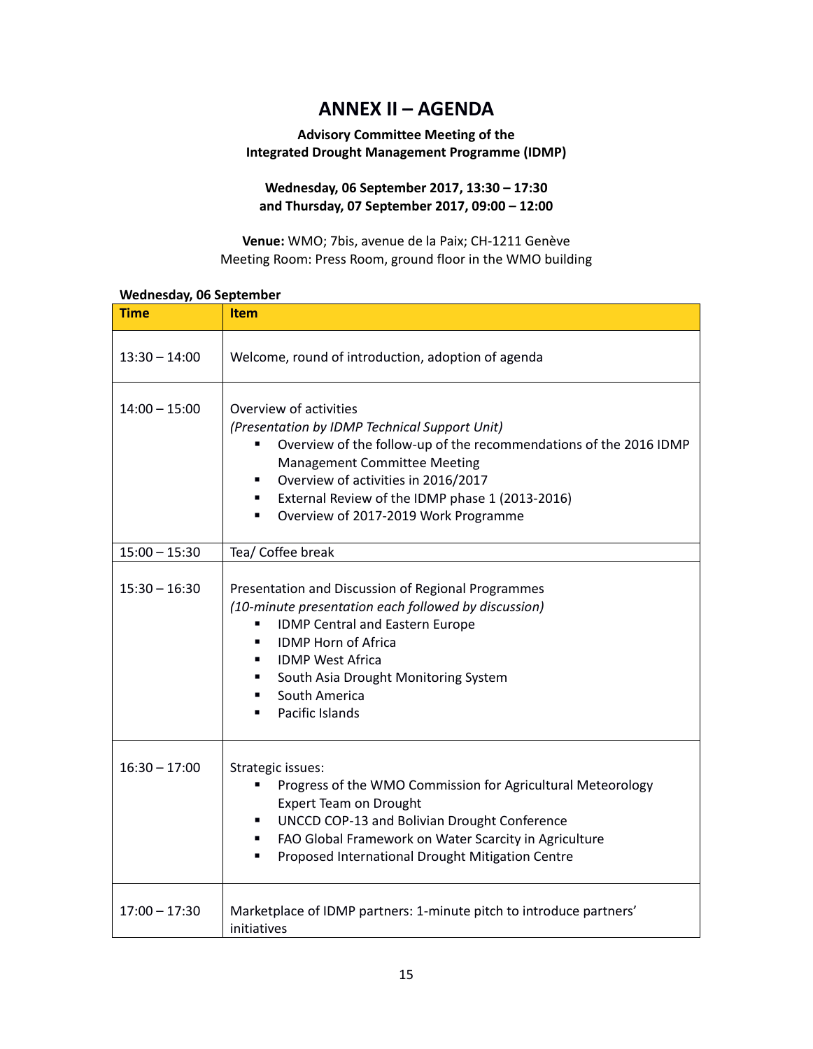# ANNEX II – AGENDA

**Advisory Committee Meeting of the Integrated Drought Management Programme (IDMP)**

**Wednesday, 06 September 2017, 13:30 – 17:30 and Thursday, 07 September 2017, 09:00 – 12:00**

**Venue:** WMO; 7bis, avenue de la Paix; CH-1211 Genève
Meeting Room: Press Room, ground floor in the WMO building

**Wednesday, 06 September**

| Time | Item |
|---|---|
| 13:30 – 14:00 | Welcome, round of introduction, adoption of agenda |
| 14:00 – 15:00 | Overview of activities<br>*(Presentation by IDMP Technical Support Unit)*<br>▪ Overview of the follow-up of the recommendations of the 2016 IDMP Management Committee Meeting<br>▪ Overview of activities in 2016/2017<br>▪ External Review of the IDMP phase 1 (2013-2016)<br>▪ Overview of 2017-2019 Work Programme |
| 15:00 – 15:30 | Tea/ Coffee break |
| 15:30 – 16:30 | Presentation and Discussion of Regional Programmes<br>*(10-minute presentation each followed by discussion)*<br>▪ IDMP Central and Eastern Europe<br>▪ IDMP Horn of Africa<br>▪ IDMP West Africa<br>▪ South Asia Drought Monitoring System<br>▪ South America<br>▪ Pacific Islands |
| 16:30 – 17:00 | Strategic issues:<br>▪ Progress of the WMO Commission for Agricultural Meteorology Expert Team on Drought<br>▪ UNCCD COP-13 and Bolivian Drought Conference<br>▪ FAO Global Framework on Water Scarcity in Agriculture<br>▪ Proposed International Drought Mitigation Centre |
| 17:00 – 17:30 | Marketplace of IDMP partners: 1-minute pitch to introduce partners' initiatives |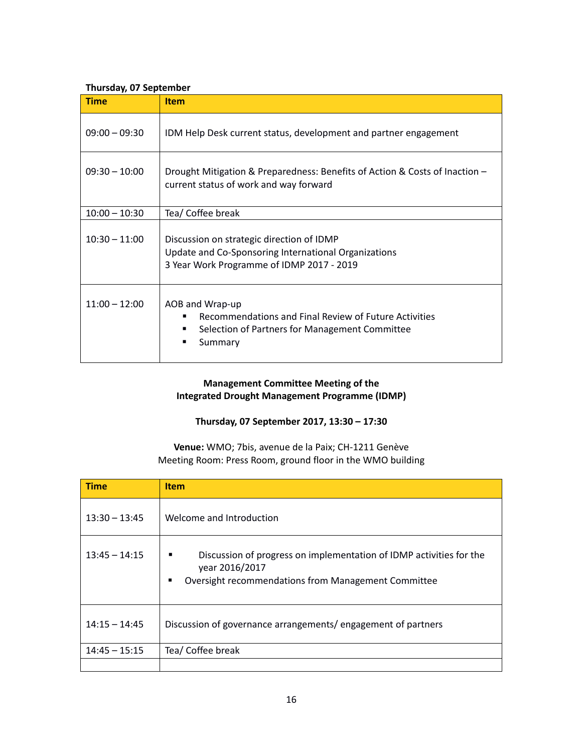**Thursday, 07 September**

| Time | Item |
| --- | --- |
| 09:00 – 09:30 | IDM Help Desk current status, development and partner engagement |
| 09:30 – 10:00 | Drought Mitigation & Preparedness: Benefits of Action & Costs of Inaction – current status of work and way forward |
| 10:00 – 10:30 | Tea/ Coffee break |
| 10:30 – 11:00 | Discussion on strategic direction of IDMP<br>Update and Co-Sponsoring International Organizations<br>3 Year Work Programme of IDMP 2017 - 2019 |
| 11:00 – 12:00 | AOB and Wrap-up<br>▪ Recommendations and Final Review of Future Activities<br>▪ Selection of Partners for Management Committee<br>▪ Summary |

**Management Committee Meeting of the**
**Integrated Drought Management Programme (IDMP)**

**Thursday, 07 September 2017, 13:30 – 17:30**

**Venue:** WMO; 7bis, avenue de la Paix; CH-1211 Genève
Meeting Room: Press Room, ground floor in the WMO building

| Time | Item |
| --- | --- |
| 13:30 – 13:45 | Welcome and Introduction |
| 13:45 – 14:15 | ▪ Discussion of progress on implementation of IDMP activities for the year 2016/2017<br>▪ Oversight recommendations from Management Committee |
| 14:15 – 14:45 | Discussion of governance arrangements/ engagement of partners |
| 14:45 – 15:15 | Tea/ Coffee break |
| | |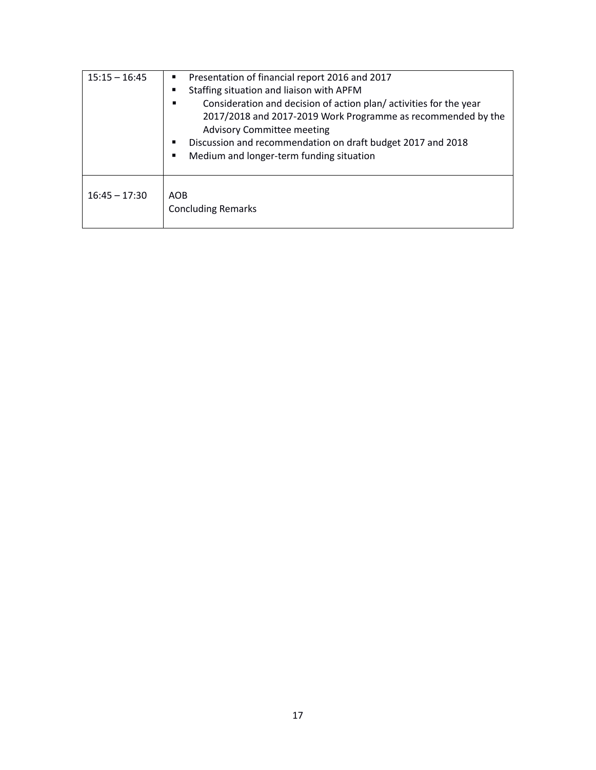| | |
|---|---|
| 15:15 – 16:45 | ▪ Presentation of financial report 2016 and 2017<br>▪ Staffing situation and liaison with APFM<br>▪ Consideration and decision of action plan/ activities for the year 2017/2018 and 2017-2019 Work Programme as recommended by the Advisory Committee meeting<br>▪ Discussion and recommendation on draft budget 2017 and 2018<br>▪ Medium and longer-term funding situation |
| 16:45 – 17:30 | AOB<br>Concluding Remarks |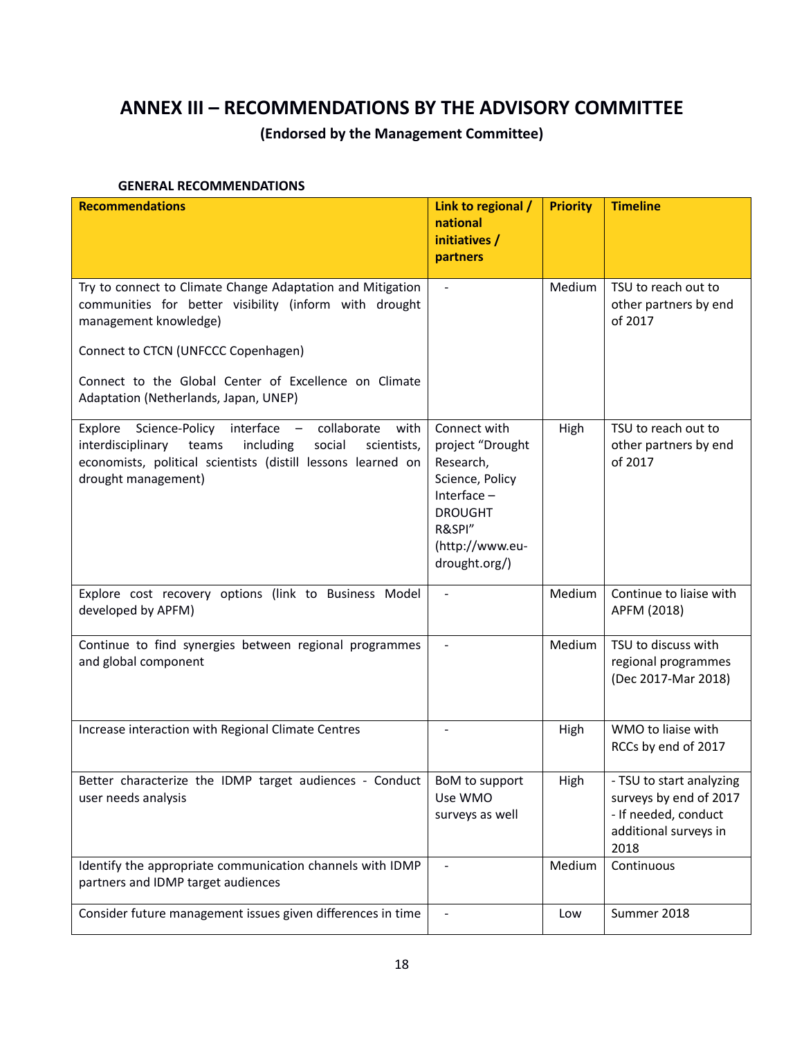# ANNEX III – RECOMMENDATIONS BY THE ADVISORY COMMITTEE

**(Endorsed by the Management Committee)**

### GENERAL RECOMMENDATIONS

| Recommendations | Link to regional / national initiatives / partners | Priority | Timeline |
|---|---|---|---|
| Try to connect to Climate Change Adaptation and Mitigation communities for better visibility (inform with drought management knowledge)<br><br>Connect to CTCN (UNFCCC Copenhagen)<br><br>Connect to the Global Center of Excellence on Climate Adaptation (Netherlands, Japan, UNEP) | - | Medium | TSU to reach out to other partners by end of 2017 |
| Explore Science-Policy interface – collaborate with interdisciplinary teams including social scientists, economists, political scientists (distill lessons learned on drought management) | Connect with project "Drought Research, Science, Policy Interface – DROUGHT R&SPI" (http://www.eu-drought.org/) | High | TSU to reach out to other partners by end of 2017 |
| Explore cost recovery options (link to Business Model developed by APFM) | - | Medium | Continue to liaise with APFM (2018) |
| Continue to find synergies between regional programmes and global component | - | Medium | TSU to discuss with regional programmes (Dec 2017-Mar 2018) |
| Increase interaction with Regional Climate Centres | - | High | WMO to liaise with RCCs by end of 2017 |
| Better characterize the IDMP target audiences - Conduct user needs analysis | BoM to support<br>Use WMO surveys as well | High | - TSU to start analyzing surveys by end of 2017<br>- If needed, conduct additional surveys in 2018 |
| Identify the appropriate communication channels with IDMP partners and IDMP target audiences | - | Medium | Continuous |
| Consider future management issues given differences in time | - | Low | Summer 2018 |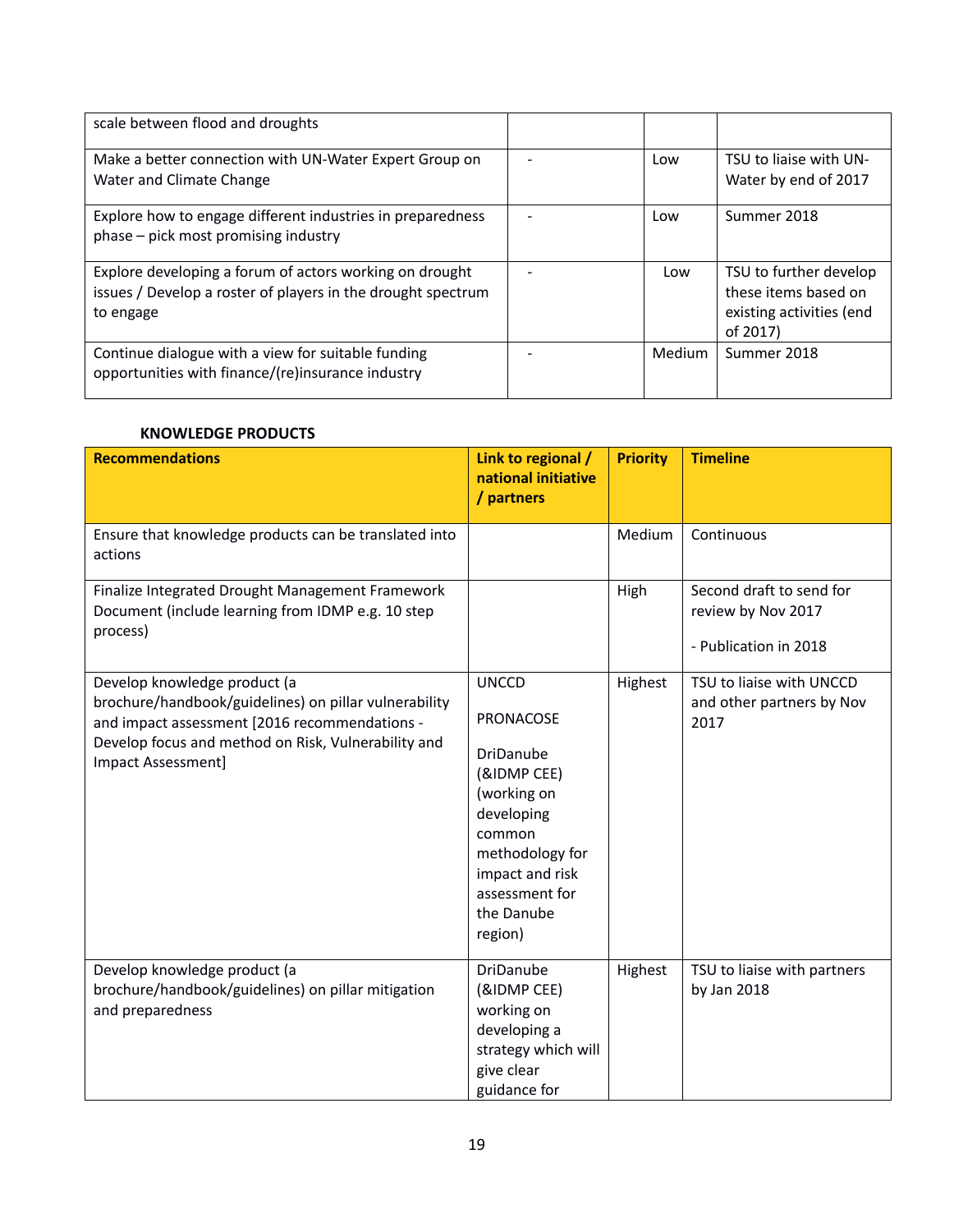| | | | |
|---|---|---|---|
| scale between flood and droughts | | | |
| Make a better connection with UN-Water Expert Group on Water and Climate Change | - | Low | TSU to liaise with UN-Water by end of 2017 |
| Explore how to engage different industries in preparedness phase – pick most promising industry | - | Low | Summer 2018 |
| Explore developing a forum of actors working on drought issues / Develop a roster of players in the drought spectrum to engage | - | Low | TSU to further develop these items based on existing activities (end of 2017) |
| Continue dialogue with a view for suitable funding opportunities with finance/(re)insurance industry | - | Medium | Summer 2018 |

**KNOWLEDGE PRODUCTS**

| Recommendations | Link to regional / national initiative / partners | Priority | Timeline |
|---|---|---|---|
| Ensure that knowledge products can be translated into actions | | Medium | Continuous |
| Finalize Integrated Drought Management Framework Document (include learning from IDMP e.g. 10 step process) | | High | Second draft to send for review by Nov 2017<br><br>- Publication in 2018 |
| Develop knowledge product (a brochure/handbook/guidelines) on pillar vulnerability and impact assessment [2016 recommendations - Develop focus and method on Risk, Vulnerability and Impact Assessment] | UNCCD<br><br>PRONACOSE<br><br>DriDanube (&IDMP CEE) (working on developing common methodology for impact and risk assessment for the Danube region) | Highest | TSU to liaise with UNCCD and other partners by Nov 2017 |
| Develop knowledge product (a brochure/handbook/guidelines) on pillar mitigation and preparedness | DriDanube (&IDMP CEE) working on developing a strategy which will give clear guidance for | Highest | TSU to liaise with partners by Jan 2018 |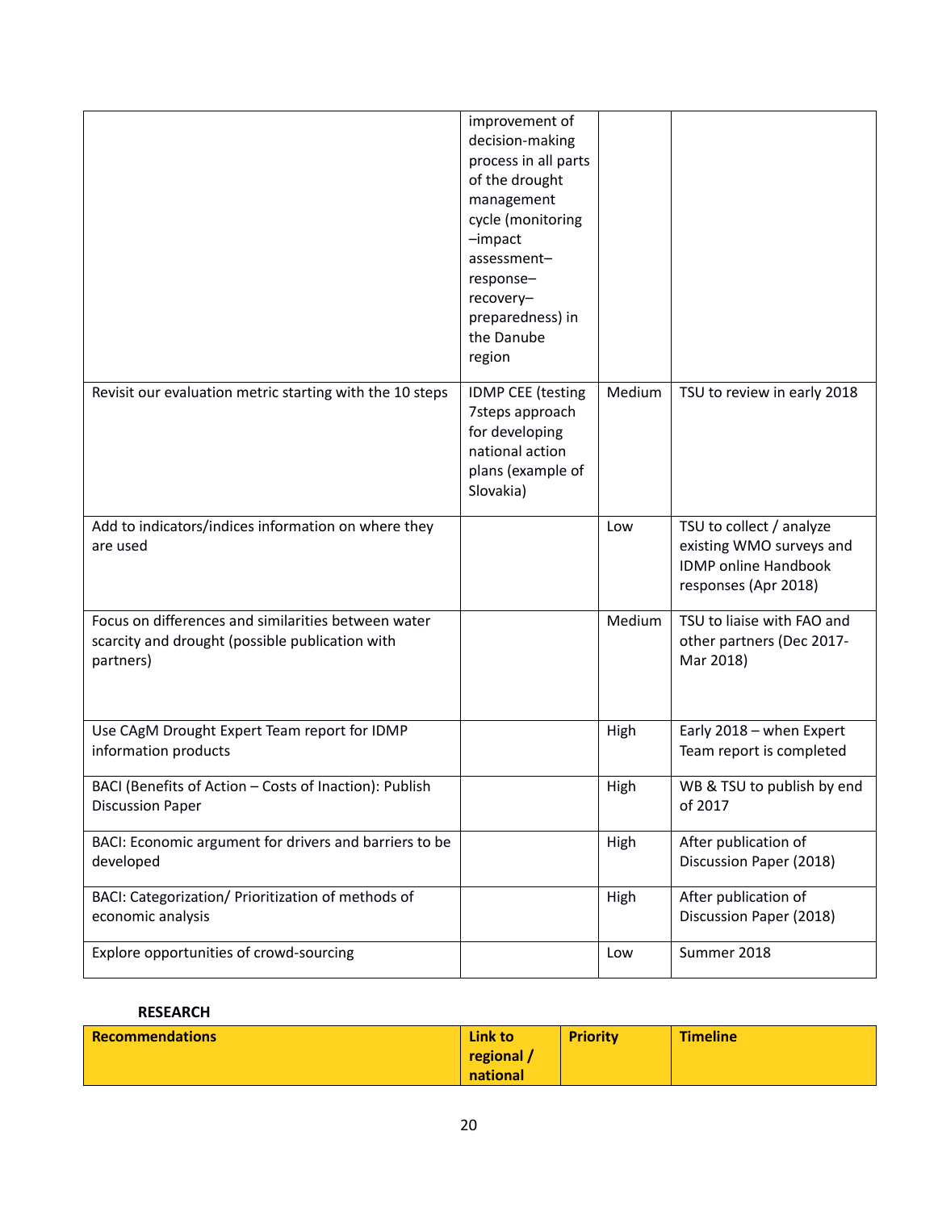| | | | |
|---|---|---|---|
| | improvement of decision-making process in all parts of the drought management cycle (monitoring –impact assessment–response–recovery–preparedness) in the Danube region | | |
| Revisit our evaluation metric starting with the 10 steps | IDMP CEE (testing 7steps approach for developing national action plans (example of Slovakia) | Medium | TSU to review in early 2018 |
| Add to indicators/indices information on where they are used | | Low | TSU to collect / analyze existing WMO surveys and IDMP online Handbook responses (Apr 2018) |
| Focus on differences and similarities between water scarcity and drought (possible publication with partners) | | Medium | TSU to liaise with FAO and other partners (Dec 2017-Mar 2018) |
| Use CAgM Drought Expert Team report for IDMP information products | | High | Early 2018 – when Expert Team report is completed |
| BACI (Benefits of Action – Costs of Inaction): Publish Discussion Paper | | High | WB & TSU to publish by end of 2017 |
| BACI: Economic argument for drivers and barriers to be developed | | High | After publication of Discussion Paper (2018) |
| BACI: Categorization/ Prioritization of methods of economic analysis | | High | After publication of Discussion Paper (2018) |
| Explore opportunities of crowd-sourcing | | Low | Summer 2018 |

**RESEARCH**

| Recommendations | Link to regional / national | Priority | Timeline |
|---|---|---|---|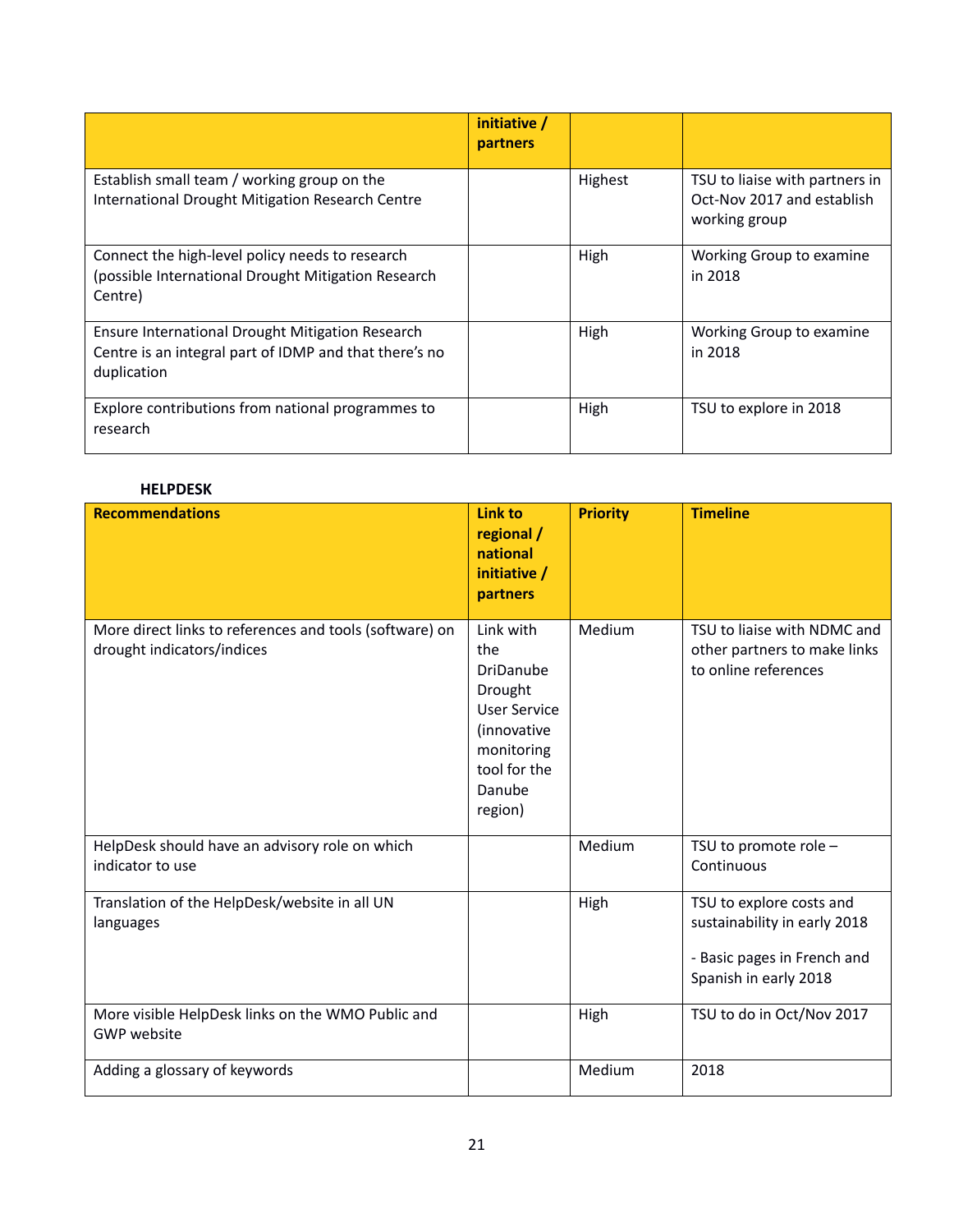| | initiative / partners | | |
|---|---|---|---|
| Establish small team / working group on the International Drought Mitigation Research Centre | | Highest | TSU to liaise with partners in Oct-Nov 2017 and establish working group |
| Connect the high-level policy needs to research (possible International Drought Mitigation Research Centre) | | High | Working Group to examine in 2018 |
| Ensure International Drought Mitigation Research Centre is an integral part of IDMP and that there's no duplication | | High | Working Group to examine in 2018 |
| Explore contributions from national programmes to research | | High | TSU to explore in 2018 |

**HELPDESK**

| Recommendations | Link to regional / national initiative / partners | Priority | Timeline |
|---|---|---|---|
| More direct links to references and tools (software) on drought indicators/indices | Link with the DriDanube Drought User Service (innovative monitoring tool for the Danube region) | Medium | TSU to liaise with NDMC and other partners to make links to online references |
| HelpDesk should have an advisory role on which indicator to use | | Medium | TSU to promote role – Continuous |
| Translation of the HelpDesk/website in all UN languages | | High | TSU to explore costs and sustainability in early 2018<br><br>- Basic pages in French and Spanish in early 2018 |
| More visible HelpDesk links on the WMO Public and GWP website | | High | TSU to do in Oct/Nov 2017 |
| Adding a glossary of keywords | | Medium | 2018 |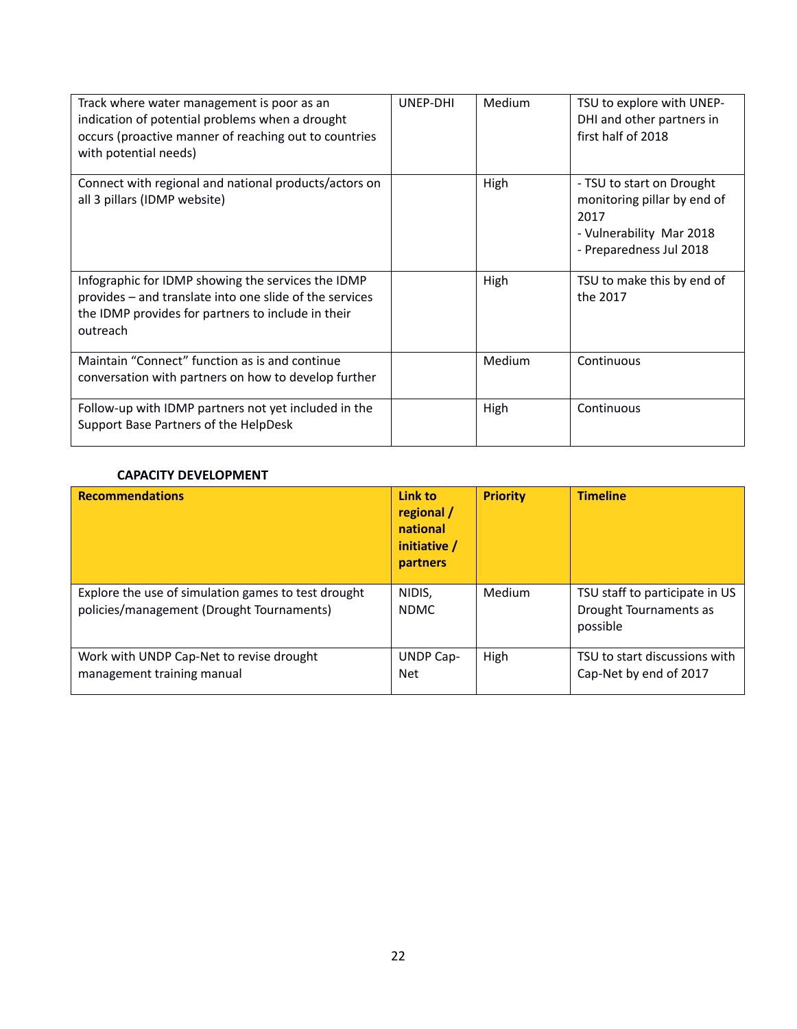| | | | |
|---|---|---|---|
| Track where water management is poor as an indication of potential problems when a drought occurs (proactive manner of reaching out to countries with potential needs) | UNEP-DHI | Medium | TSU to explore with UNEP-DHI and other partners in first half of 2018 |
| Connect with regional and national products/actors on all 3 pillars (IDMP website) | | High | - TSU to start on Drought monitoring pillar by end of 2017<br>- Vulnerability Mar 2018<br>- Preparedness Jul 2018 |
| Infographic for IDMP showing the services the IDMP provides – and translate into one slide of the services the IDMP provides for partners to include in their outreach | | High | TSU to make this by end of the 2017 |
| Maintain "Connect" function as is and continue conversation with partners on how to develop further | | Medium | Continuous |
| Follow-up with IDMP partners not yet included in the Support Base Partners of the HelpDesk | | High | Continuous |

**CAPACITY DEVELOPMENT**

| Recommendations | Link to regional / national initiative / partners | Priority | Timeline |
|---|---|---|---|
| Explore the use of simulation games to test drought policies/management (Drought Tournaments) | NIDIS, NDMC | Medium | TSU staff to participate in US Drought Tournaments as possible |
| Work with UNDP Cap-Net to revise drought management training manual | UNDP Cap-Net | High | TSU to start discussions with Cap-Net by end of 2017 |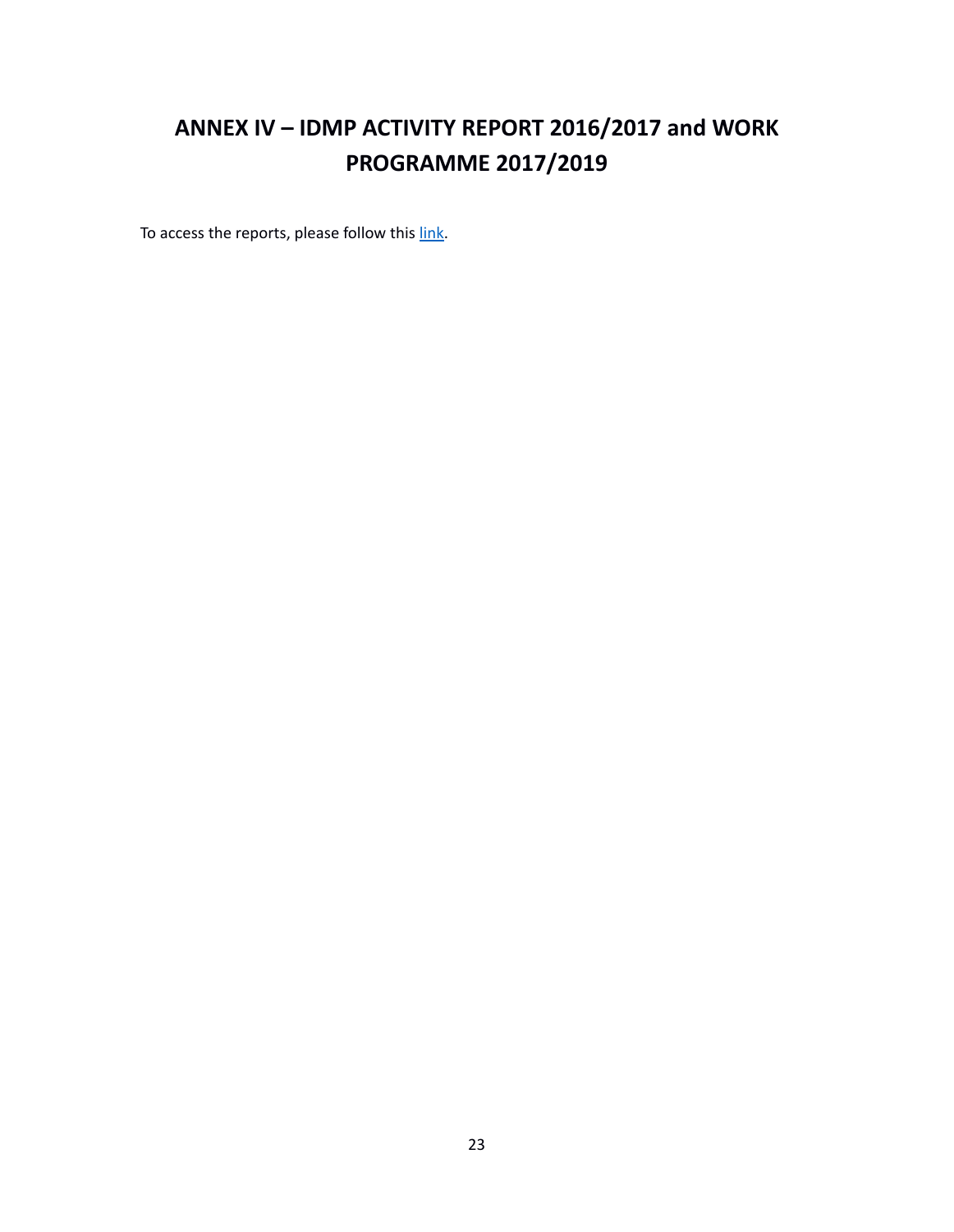# ANNEX IV – IDMP ACTIVITY REPORT 2016/2017 and WORK PROGRAMME 2017/2019

To access the reports, please follow this link.